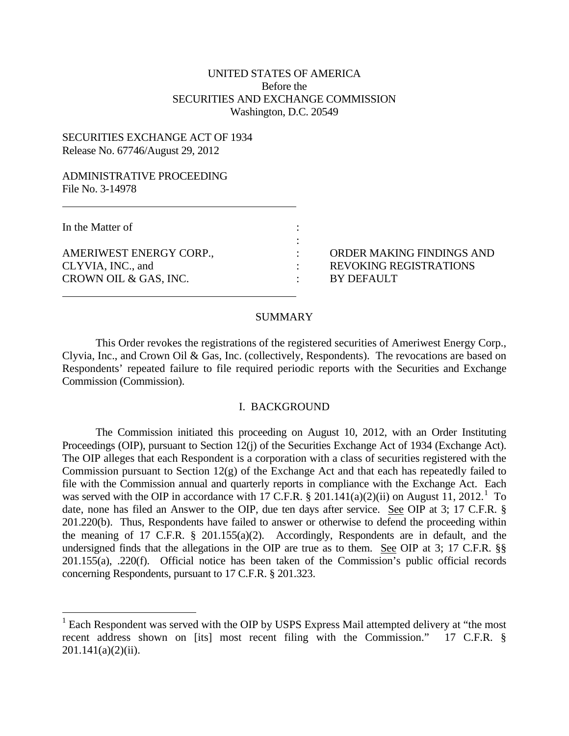UNITED STATES OF AMERICA
Before the
SECURITIES AND EXCHANGE COMMISSION
Washington, D.C. 20549

SECURITIES EXCHANGE ACT OF 1934
Release No. 67746/August 29, 2012

ADMINISTRATIVE PROCEEDING
File No. 3-14978

In the Matter of

AMERIWEST ENERGY CORP.,
CLYVIA, INC., and
CROWN OIL & GAS, INC.

ORDER MAKING FINDINGS AND REVOKING REGISTRATIONS BY DEFAULT

## SUMMARY

This Order revokes the registrations of the registered securities of Ameriwest Energy Corp., Clyvia, Inc., and Crown Oil & Gas, Inc. (collectively, Respondents). The revocations are based on Respondents' repeated failure to file required periodic reports with the Securities and Exchange Commission (Commission).

## I. BACKGROUND

The Commission initiated this proceeding on August 10, 2012, with an Order Instituting Proceedings (OIP), pursuant to Section 12(j) of the Securities Exchange Act of 1934 (Exchange Act). The OIP alleges that each Respondent is a corporation with a class of securities registered with the Commission pursuant to Section 12(g) of the Exchange Act and that each has repeatedly failed to file with the Commission annual and quarterly reports in compliance with the Exchange Act. Each was served with the OIP in accordance with 17 C.F.R. § 201.141(a)(2)(ii) on August 11, 2012.[1] To date, none has filed an Answer to the OIP, due ten days after service. See OIP at 3; 17 C.F.R. § 201.220(b). Thus, Respondents have failed to answer or otherwise to defend the proceeding within the meaning of 17 C.F.R. § 201.155(a)(2). Accordingly, Respondents are in default, and the undersigned finds that the allegations in the OIP are true as to them. See OIP at 3; 17 C.F.R. §§ 201.155(a), .220(f). Official notice has been taken of the Commission's public official records concerning Respondents, pursuant to 17 C.F.R. § 201.323.

[1] Each Respondent was served with the OIP by USPS Express Mail attempted delivery at "the most recent address shown on [its] most recent filing with the Commission." 17 C.F.R. § 201.141(a)(2)(ii).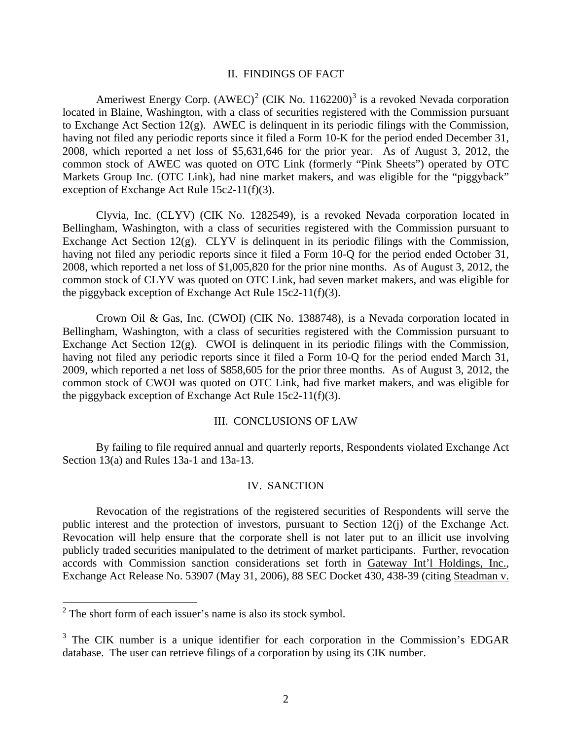## II. FINDINGS OF FACT

Ameriwest Energy Corp. (AWEC)[2] (CIK No. 1162200)[3] is a revoked Nevada corporation located in Blaine, Washington, with a class of securities registered with the Commission pursuant to Exchange Act Section 12(g). AWEC is delinquent in its periodic filings with the Commission, having not filed any periodic reports since it filed a Form 10-K for the period ended December 31, 2008, which reported a net loss of $5,631,646 for the prior year. As of August 3, 2012, the common stock of AWEC was quoted on OTC Link (formerly "Pink Sheets") operated by OTC Markets Group Inc. (OTC Link), had nine market makers, and was eligible for the "piggyback" exception of Exchange Act Rule 15c2-11(f)(3).

Clyvia, Inc. (CLYV) (CIK No. 1282549), is a revoked Nevada corporation located in Bellingham, Washington, with a class of securities registered with the Commission pursuant to Exchange Act Section 12(g). CLYV is delinquent in its periodic filings with the Commission, having not filed any periodic reports since it filed a Form 10-Q for the period ended October 31, 2008, which reported a net loss of $1,005,820 for the prior nine months. As of August 3, 2012, the common stock of CLYV was quoted on OTC Link, had seven market makers, and was eligible for the piggyback exception of Exchange Act Rule 15c2-11(f)(3).

Crown Oil & Gas, Inc. (CWOI) (CIK No. 1388748), is a Nevada corporation located in Bellingham, Washington, with a class of securities registered with the Commission pursuant to Exchange Act Section 12(g). CWOI is delinquent in its periodic filings with the Commission, having not filed any periodic reports since it filed a Form 10-Q for the period ended March 31, 2009, which reported a net loss of $858,605 for the prior three months. As of August 3, 2012, the common stock of CWOI was quoted on OTC Link, had five market makers, and was eligible for the piggyback exception of Exchange Act Rule 15c2-11(f)(3).

## III. CONCLUSIONS OF LAW

By failing to file required annual and quarterly reports, Respondents violated Exchange Act Section 13(a) and Rules 13a-1 and 13a-13.

## IV. SANCTION

Revocation of the registrations of the registered securities of Respondents will serve the public interest and the protection of investors, pursuant to Section 12(j) of the Exchange Act. Revocation will help ensure that the corporate shell is not later put to an illicit use involving publicly traded securities manipulated to the detriment of market participants. Further, revocation accords with Commission sanction considerations set forth in Gateway Int'l Holdings, Inc., Exchange Act Release No. 53907 (May 31, 2006), 88 SEC Docket 430, 438-39 (citing Steadman v.

[2] The short form of each issuer's name is also its stock symbol.

[3] The CIK number is a unique identifier for each corporation in the Commission's EDGAR database. The user can retrieve filings of a corporation by using its CIK number.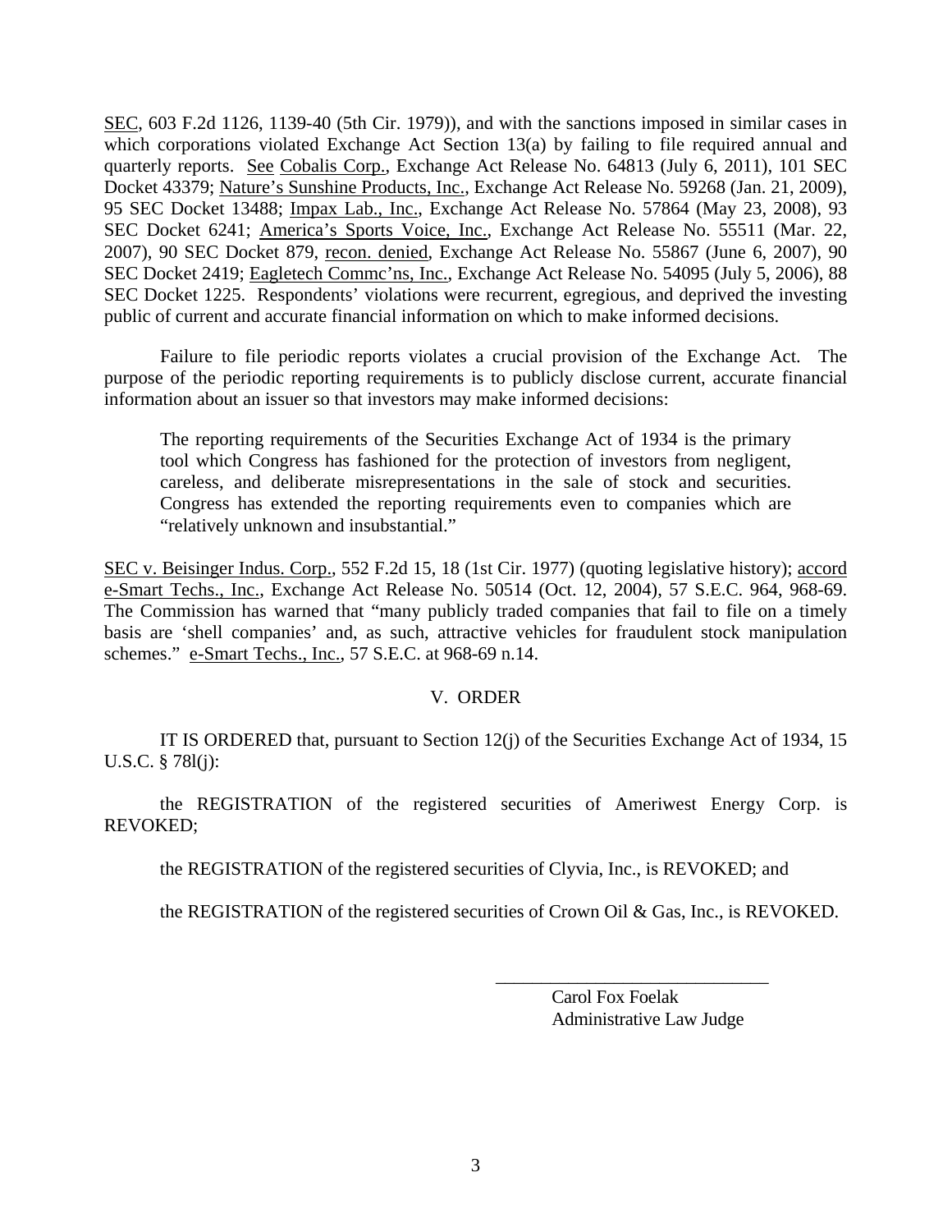SEC, 603 F.2d 1126, 1139-40 (5th Cir. 1979)), and with the sanctions imposed in similar cases in which corporations violated Exchange Act Section 13(a) by failing to file required annual and quarterly reports. See Cobalis Corp., Exchange Act Release No. 64813 (July 6, 2011), 101 SEC Docket 43379; Nature's Sunshine Products, Inc., Exchange Act Release No. 59268 (Jan. 21, 2009), 95 SEC Docket 13488; Impax Lab., Inc., Exchange Act Release No. 57864 (May 23, 2008), 93 SEC Docket 6241; America's Sports Voice, Inc., Exchange Act Release No. 55511 (Mar. 22, 2007), 90 SEC Docket 879, recon. denied, Exchange Act Release No. 55867 (June 6, 2007), 90 SEC Docket 2419; Eagletech Commc'ns, Inc., Exchange Act Release No. 54095 (July 5, 2006), 88 SEC Docket 1225. Respondents' violations were recurrent, egregious, and deprived the investing public of current and accurate financial information on which to make informed decisions.

Failure to file periodic reports violates a crucial provision of the Exchange Act. The purpose of the periodic reporting requirements is to publicly disclose current, accurate financial information about an issuer so that investors may make informed decisions:

> The reporting requirements of the Securities Exchange Act of 1934 is the primary tool which Congress has fashioned for the protection of investors from negligent, careless, and deliberate misrepresentations in the sale of stock and securities. Congress has extended the reporting requirements even to companies which are "relatively unknown and insubstantial."

SEC v. Beisinger Indus. Corp., 552 F.2d 15, 18 (1st Cir. 1977) (quoting legislative history); accord e-Smart Techs., Inc., Exchange Act Release No. 50514 (Oct. 12, 2004), 57 S.E.C. 964, 968-69. The Commission has warned that "many publicly traded companies that fail to file on a timely basis are 'shell companies' and, as such, attractive vehicles for fraudulent stock manipulation schemes." e-Smart Techs., Inc., 57 S.E.C. at 968-69 n.14.

## V. ORDER

IT IS ORDERED that, pursuant to Section 12(j) of the Securities Exchange Act of 1934, 15 U.S.C. § 78l(j):

the REGISTRATION of the registered securities of Ameriwest Energy Corp. is REVOKED;

the REGISTRATION of the registered securities of Clyvia, Inc., is REVOKED; and

the REGISTRATION of the registered securities of Crown Oil & Gas, Inc., is REVOKED.

\_\_\_\_\_\_\_\_\_\_\_\_\_\_\_\_\_\_\_\_\_\_\_\_\_\_\_\_\_\_

Carol Fox Foelak
Administrative Law Judge